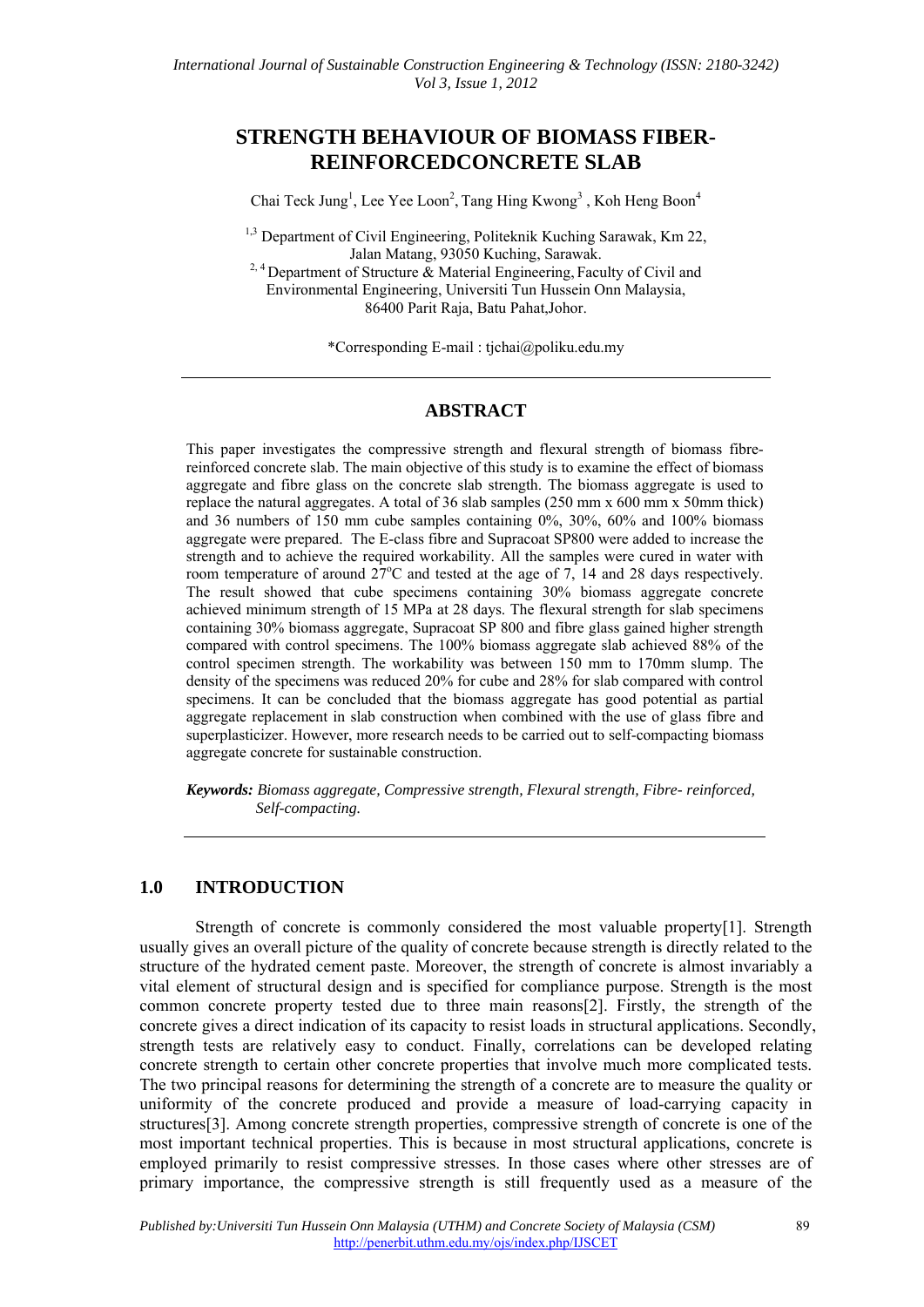# STRENGTH BEHAVIOUR OF BIOMASS FIBER-REINFORCEDCONCRETE SLAB

Chai Teck Jung[1], Lee Yee Loon[2], Tang Hing Kwong[3], Koh Heng Boon[4]

[1,3] Department of Civil Engineering, Politeknik Kuching Sarawak, Km 22, Jalan Matang, 93050 Kuching, Sarawak.
[2, 4] Department of Structure & Material Engineering, Faculty of Civil and Environmental Engineering, Universiti Tun Hussein Onn Malaysia, 86400 Parit Raja, Batu Pahat,Johor.

*Corresponding E-mail : tjchai@poliku.edu.my

## ABSTRACT

This paper investigates the compressive strength and flexural strength of biomass fibre-reinforced concrete slab. The main objective of this study is to examine the effect of biomass aggregate and fibre glass on the concrete slab strength. The biomass aggregate is used to replace the natural aggregates. A total of 36 slab samples (250 mm x 600 mm x 50mm thick) and 36 numbers of 150 mm cube samples containing 0%, 30%, 60% and 100% biomass aggregate were prepared. The E-class fibre and Supracoat SP800 were added to increase the strength and to achieve the required workability. All the samples were cured in water with room temperature of around 27°C and tested at the age of 7, 14 and 28 days respectively. The result showed that cube specimens containing 30% biomass aggregate concrete achieved minimum strength of 15 MPa at 28 days. The flexural strength for slab specimens containing 30% biomass aggregate, Supracoat SP 800 and fibre glass gained higher strength compared with control specimens. The 100% biomass aggregate slab achieved 88% of the control specimen strength. The workability was between 150 mm to 170mm slump. The density of the specimens was reduced 20% for cube and 28% for slab compared with control specimens. It can be concluded that the biomass aggregate has good potential as partial aggregate replacement in slab construction when combined with the use of glass fibre and superplasticizer. However, more research needs to be carried out to self-compacting biomass aggregate concrete for sustainable construction.

***Keywords:*** *Biomass aggregate, Compressive strength, Flexural strength, Fibre- reinforced, Self-compacting.*

## 1.0 INTRODUCTION

Strength of concrete is commonly considered the most valuable property[1]. Strength usually gives an overall picture of the quality of concrete because strength is directly related to the structure of the hydrated cement paste. Moreover, the strength of concrete is almost invariably a vital element of structural design and is specified for compliance purpose. Strength is the most common concrete property tested due to three main reasons[2]. Firstly, the strength of the concrete gives a direct indication of its capacity to resist loads in structural applications. Secondly, strength tests are relatively easy to conduct. Finally, correlations can be developed relating concrete strength to certain other concrete properties that involve much more complicated tests. The two principal reasons for determining the strength of a concrete are to measure the quality or uniformity of the concrete produced and provide a measure of load-carrying capacity in structures[3]. Among concrete strength properties, compressive strength of concrete is one of the most important technical properties. This is because in most structural applications, concrete is employed primarily to resist compressive stresses. In those cases where other stresses are of primary importance, the compressive strength is still frequently used as a measure of the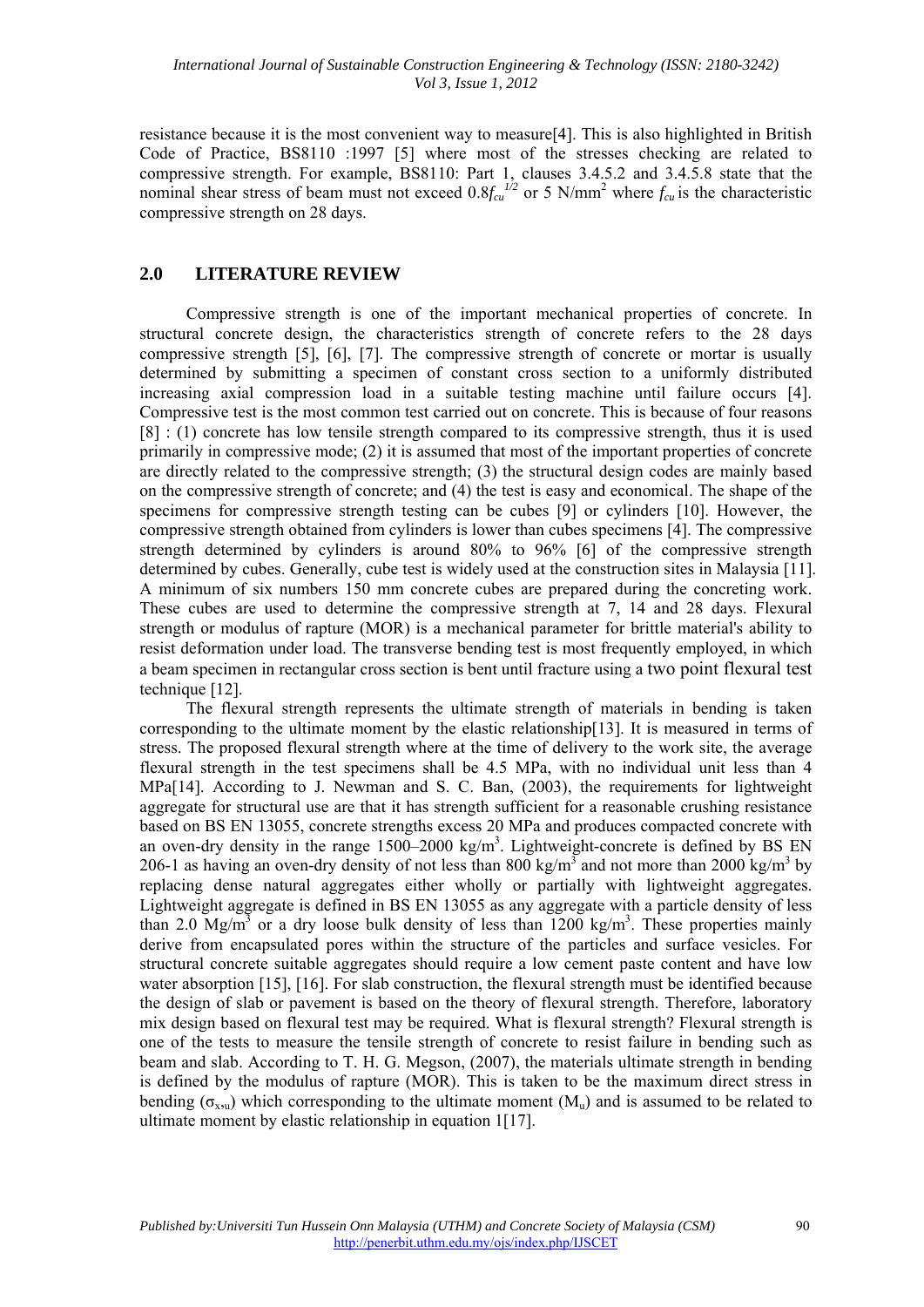resistance because it is the most convenient way to measure[4]. This is also highlighted in British Code of Practice, BS8110 :1997 [5] where most of the stresses checking are related to compressive strength. For example, BS8110: Part 1, clauses 3.4.5.2 and 3.4.5.8 state that the nominal shear stress of beam must not exceed $0.8f_{cu}^{1/2}$ or 5 N/mm$^2$ where $f_{cu}$ is the characteristic compressive strength on 28 days.

## 2.0 LITERATURE REVIEW

Compressive strength is one of the important mechanical properties of concrete. In structural concrete design, the characteristics strength of concrete refers to the 28 days compressive strength [5], [6], [7]. The compressive strength of concrete or mortar is usually determined by submitting a specimen of constant cross section to a uniformly distributed increasing axial compression load in a suitable testing machine until failure occurs [4]. Compressive test is the most common test carried out on concrete. This is because of four reasons [8] : (1) concrete has low tensile strength compared to its compressive strength, thus it is used primarily in compressive mode; (2) it is assumed that most of the important properties of concrete are directly related to the compressive strength; (3) the structural design codes are mainly based on the compressive strength of concrete; and (4) the test is easy and economical. The shape of the specimens for compressive strength testing can be cubes [9] or cylinders [10]. However, the compressive strength obtained from cylinders is lower than cubes specimens [4]. The compressive strength determined by cylinders is around 80% to 96% [6] of the compressive strength determined by cubes. Generally, cube test is widely used at the construction sites in Malaysia [11]. A minimum of six numbers 150 mm concrete cubes are prepared during the concreting work. These cubes are used to determine the compressive strength at 7, 14 and 28 days. Flexural strength or modulus of rapture (MOR) is a mechanical parameter for brittle material's ability to resist deformation under load. The transverse bending test is most frequently employed, in which a beam specimen in rectangular cross section is bent until fracture using a two point flexural test technique [12].

The flexural strength represents the ultimate strength of materials in bending is taken corresponding to the ultimate moment by the elastic relationship[13]. It is measured in terms of stress. The proposed flexural strength where at the time of delivery to the work site, the average flexural strength in the test specimens shall be 4.5 MPa, with no individual unit less than 4 MPa[14]. According to J. Newman and S. C. Ban, (2003), the requirements for lightweight aggregate for structural use are that it has strength sufficient for a reasonable crushing resistance based on BS EN 13055, concrete strengths excess 20 MPa and produces compacted concrete with an oven-dry density in the range 1500–2000 kg/m$^3$. Lightweight-concrete is defined by BS EN 206-1 as having an oven-dry density of not less than 800 kg/m$^3$ and not more than 2000 kg/m$^3$ by replacing dense natural aggregates either wholly or partially with lightweight aggregates. Lightweight aggregate is defined in BS EN 13055 as any aggregate with a particle density of less than 2.0 Mg/m$^3$ or a dry loose bulk density of less than 1200 kg/m$^3$. These properties mainly derive from encapsulated pores within the structure of the particles and surface vesicles. For structural concrete suitable aggregates should require a low cement paste content and have low water absorption [15], [16]. For slab construction, the flexural strength must be identified because the design of slab or pavement is based on the theory of flexural strength. Therefore, laboratory mix design based on flexural test may be required. What is flexural strength? Flexural strength is one of the tests to measure the tensile strength of concrete to resist failure in bending such as beam and slab. According to T. H. G. Megson, (2007), the materials ultimate strength in bending is defined by the modulus of rapture (MOR). This is taken to be the maximum direct stress in bending ($\sigma_{x,u}$) which corresponding to the ultimate moment ($M_u$) and is assumed to be related to ultimate moment by elastic relationship in equation 1[17].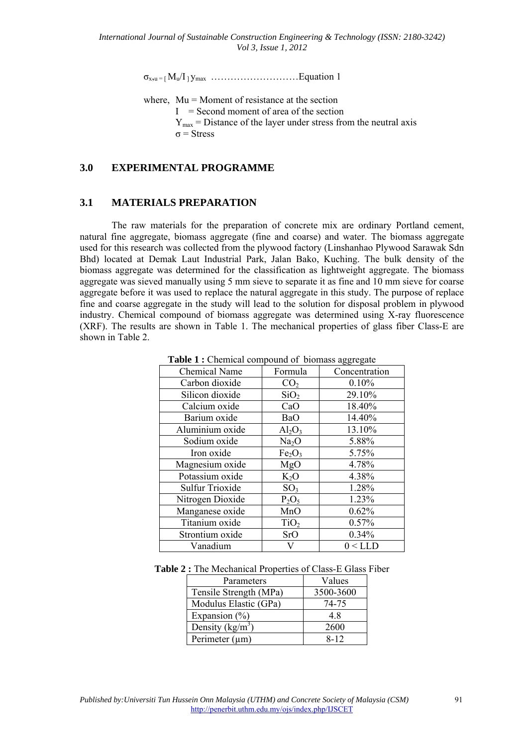$$\sigma_{x,u} = [M_u/I]\, y_{max} \quad \text{..........................Equation 1}$$

where, Mu = Moment of resistance at the section
I = Second moment of area of the section
$Y_{max}$ = Distance of the layer under stress from the neutral axis
$\sigma$ = Stress

## 3.0 EXPERIMENTAL PROGRAMME

### 3.1 MATERIALS PREPARATION

The raw materials for the preparation of concrete mix are ordinary Portland cement, natural fine aggregate, biomass aggregate (fine and coarse) and water. The biomass aggregate used for this research was collected from the plywood factory (Linshanhao Plywood Sarawak Sdn Bhd) located at Demak Laut Industrial Park, Jalan Bako, Kuching. The bulk density of the biomass aggregate was determined for the classification as lightweight aggregate. The biomass aggregate was sieved manually using 5 mm sieve to separate it as fine and 10 mm sieve for coarse aggregate before it was used to replace the natural aggregate in this study. The purpose of replace fine and coarse aggregate in the study will lead to the solution for disposal problem in plywood industry. Chemical compound of biomass aggregate was determined using X-ray fluorescence (XRF). The results are shown in Table 1. The mechanical properties of glass fiber Class-E are shown in Table 2.

**Table 1 :** Chemical compound of biomass aggregate

| Chemical Name | Formula | Concentration |
|---|---|---|
| Carbon dioxide | $CO_2$ | 0.10% |
| Silicon dioxide | $SiO_2$ | 29.10% |
| Calcium oxide | $CaO$ | 18.40% |
| Barium oxide | $BaO$ | 14.40% |
| Aluminium oxide | $Al_2O_3$ | 13.10% |
| Sodium oxide | $Na_2O$ | 5.88% |
| Iron oxide | $Fe_2O_3$ | 5.75% |
| Magnesium oxide | $MgO$ | 4.78% |
| Potassium oxide | $K_2O$ | 4.38% |
| Sulfur Trioxide | $SO_3$ | 1.28% |
| Nitrogen Dioxide | $P_2O_5$ | 1.23% |
| Manganese oxide | $MnO$ | 0.62% |
| Titanium oxide | $TiO_2$ | 0.57% |
| Strontium oxide | $SrO$ | 0.34% |
| Vanadium | V | 0 < LLD |

**Table 2 :** The Mechanical Properties of Class-E Glass Fiber

| Parameters | Values |
|---|---|
| Tensile Strength (MPa) | 3500-3600 |
| Modulus Elastic (GPa) | 74-75 |
| Expansion (%) | 4.8 |
| Density ($kg/m^3$) | 2600 |
| Perimeter (µm) | 8-12 |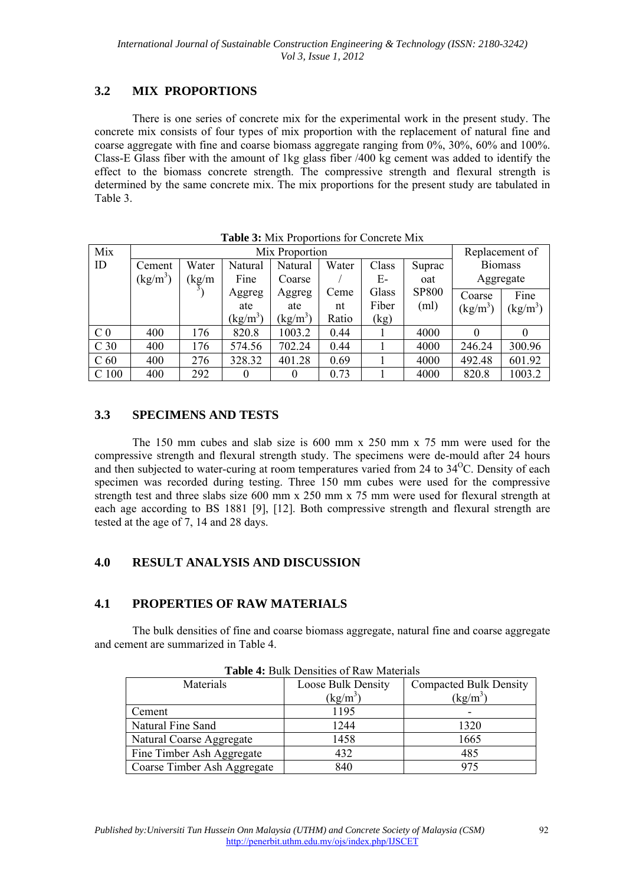## 3.2 MIX PROPORTIONS

There is one series of concrete mix for the experimental work in the present study. The concrete mix consists of four types of mix proportion with the replacement of natural fine and coarse aggregate with fine and coarse biomass aggregate ranging from 0%, 30%, 60% and 100%. Class-E Glass fiber with the amount of 1kg glass fiber /400 kg cement was added to identify the effect to the biomass concrete strength. The compressive strength and flexural strength is determined by the same concrete mix. The mix proportions for the present study are tabulated in Table 3.

**Table 3:** Mix Proportions for Concrete Mix

| Mix ID | Mix Proportion | | | | | | | Replacement of Biomass Aggregate | |
|---|---|---|---|---|---|---|---|---|---|
| | Cement ($kg/m^3$) | Water ($kg/m^3$) | Natural Fine Aggregate ($kg/m^3$) | Natural Coarse Aggregate ($kg/m^3$) | Water / Cement Ratio | Class E-Glass Fiber (kg) | Supracoat SP800 (ml) | Coarse ($kg/m^3$) | Fine ($kg/m^3$) |
| C 0 | 400 | 176 | 820.8 | 1003.2 | 0.44 | 1 | 4000 | 0 | 0 |
| C 30 | 400 | 176 | 574.56 | 702.24 | 0.44 | 1 | 4000 | 246.24 | 300.96 |
| C 60 | 400 | 276 | 328.32 | 401.28 | 0.69 | 1 | 4000 | 492.48 | 601.92 |
| C 100 | 400 | 292 | 0 | 0 | 0.73 | 1 | 4000 | 820.8 | 1003.2 |

## 3.3 SPECIMENS AND TESTS

The 150 mm cubes and slab size is 600 mm x 250 mm x 75 mm were used for the compressive strength and flexural strength study. The specimens were de-mould after 24 hours and then subjected to water-curing at room temperatures varied from 24 to 34$^{O}$C. Density of each specimen was recorded during testing. Three 150 mm cubes were used for the compressive strength test and three slabs size 600 mm x 250 mm x 75 mm were used for flexural strength at each age according to BS 1881 [9], [12]. Both compressive strength and flexural strength are tested at the age of 7, 14 and 28 days.

# 4.0 RESULT ANALYSIS AND DISCUSSION

## 4.1 PROPERTIES OF RAW MATERIALS

The bulk densities of fine and coarse biomass aggregate, natural fine and coarse aggregate and cement are summarized in Table 4.

**Table 4:** Bulk Densities of Raw Materials

| Materials | Loose Bulk Density ($kg/m^3$) | Compacted Bulk Density ($kg/m^3$) |
|---|---|---|
| Cement | 1195 | - |
| Natural Fine Sand | 1244 | 1320 |
| Natural Coarse Aggregate | 1458 | 1665 |
| Fine Timber Ash Aggregate | 432 | 485 |
| Coarse Timber Ash Aggregate | 840 | 975 |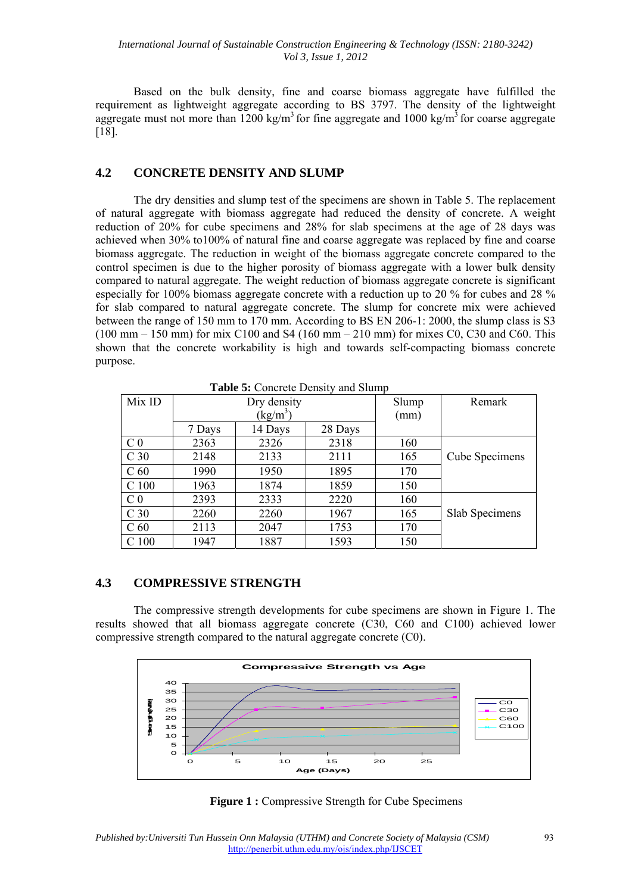Based on the bulk density, fine and coarse biomass aggregate have fulfilled the requirement as lightweight aggregate according to BS 3797. The density of the lightweight aggregate must not more than 1200 kg/m$^3$ for fine aggregate and 1000 kg/m$^3$ for coarse aggregate [18].

## 4.2 CONCRETE DENSITY AND SLUMP

The dry densities and slump test of the specimens are shown in Table 5. The replacement of natural aggregate with biomass aggregate had reduced the density of concrete. A weight reduction of 20% for cube specimens and 28% for slab specimens at the age of 28 days was achieved when 30% to100% of natural fine and coarse aggregate was replaced by fine and coarse biomass aggregate. The reduction in weight of the biomass aggregate concrete compared to the control specimen is due to the higher porosity of biomass aggregate with a lower bulk density compared to natural aggregate. The weight reduction of biomass aggregate concrete is significant especially for 100% biomass aggregate concrete with a reduction up to 20 % for cubes and 28 % for slab compared to natural aggregate concrete. The slump for concrete mix were achieved between the range of 150 mm to 170 mm. According to BS EN 206-1: 2000, the slump class is S3 (100 mm – 150 mm) for mix C100 and S4 (160 mm – 210 mm) for mixes C0, C30 and C60. This shown that the concrete workability is high and towards self-compacting biomass concrete purpose.

**Table 5:** Concrete Density and Slump

| Mix ID | Dry density (kg/m$^3$) | | | Slump (mm) | Remark |
|---|---|---|---|---|---|
| | 7 Days | 14 Days | 28 Days | | |
| C 0 | 2363 | 2326 | 2318 | 160 | Cube Specimens |
| C 30 | 2148 | 2133 | 2111 | 165 | |
| C 60 | 1990 | 1950 | 1895 | 170 | |
| C 100 | 1963 | 1874 | 1859 | 150 | |
| C 0 | 2393 | 2333 | 2220 | 160 | Slab Specimens |
| C 30 | 2260 | 2260 | 1967 | 165 | |
| C 60 | 2113 | 2047 | 1753 | 170 | |
| C 100 | 1947 | 1887 | 1593 | 150 | |

## 4.3 COMPRESSIVE STRENGTH

The compressive strength developments for cube specimens are shown in Figure 1. The results showed that all biomass aggregate concrete (C30, C60 and C100) achieved lower compressive strength compared to the natural aggregate concrete (C0).

**Figure 1 :** Compressive Strength for Cube Specimens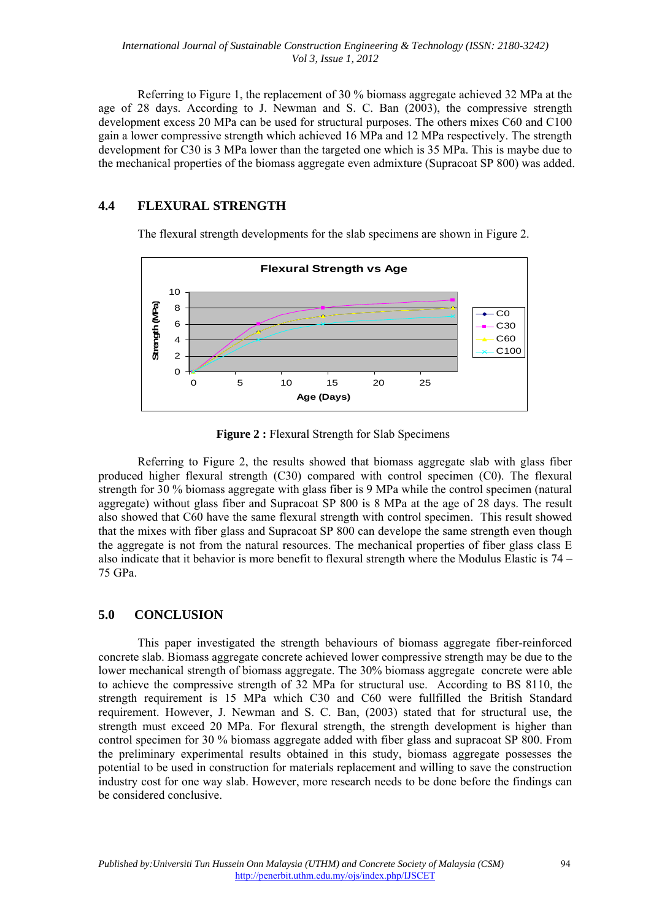Referring to Figure 1, the replacement of 30 % biomass aggregate achieved 32 MPa at the age of 28 days. According to J. Newman and S. C. Ban (2003), the compressive strength development excess 20 MPa can be used for structural purposes. The others mixes C60 and C100 gain a lower compressive strength which achieved 16 MPa and 12 MPa respectively. The strength development for C30 is 3 MPa lower than the targeted one which is 35 MPa. This is maybe due to the mechanical properties of the biomass aggregate even admixture (Supracoat SP 800) was added.

## 4.4 FLEXURAL STRENGTH

The flexural strength developments for the slab specimens are shown in Figure 2.

**Figure 2 :** Flexural Strength for Slab Specimens

Referring to Figure 2, the results showed that biomass aggregate slab with glass fiber produced higher flexural strength (C30) compared with control specimen (C0). The flexural strength for 30 % biomass aggregate with glass fiber is 9 MPa while the control specimen (natural aggregate) without glass fiber and Supracoat SP 800 is 8 MPa at the age of 28 days. The result also showed that C60 have the same flexural strength with control specimen. This result showed that the mixes with fiber glass and Supracoat SP 800 can develope the same strength even though the aggregate is not from the natural resources. The mechanical properties of fiber glass class E also indicate that it behavior is more benefit to flexural strength where the Modulus Elastic is 74 – 75 GPa.

## 5.0 CONCLUSION

This paper investigated the strength behaviours of biomass aggregate fiber-reinforced concrete slab. Biomass aggregate concrete achieved lower compressive strength may be due to the lower mechanical strength of biomass aggregate. The 30% biomass aggregate concrete were able to achieve the compressive strength of 32 MPa for structural use. According to BS 8110, the strength requirement is 15 MPa which C30 and C60 were fullfilled the British Standard requirement. However, J. Newman and S. C. Ban, (2003) stated that for structural use, the strength must exceed 20 MPa. For flexural strength, the strength development is higher than control specimen for 30 % biomass aggregate added with fiber glass and supracoat SP 800. From the preliminary experimental results obtained in this study, biomass aggregate possesses the potential to be used in construction for materials replacement and willing to save the construction industry cost for one way slab. However, more research needs to be done before the findings can be considered conclusive.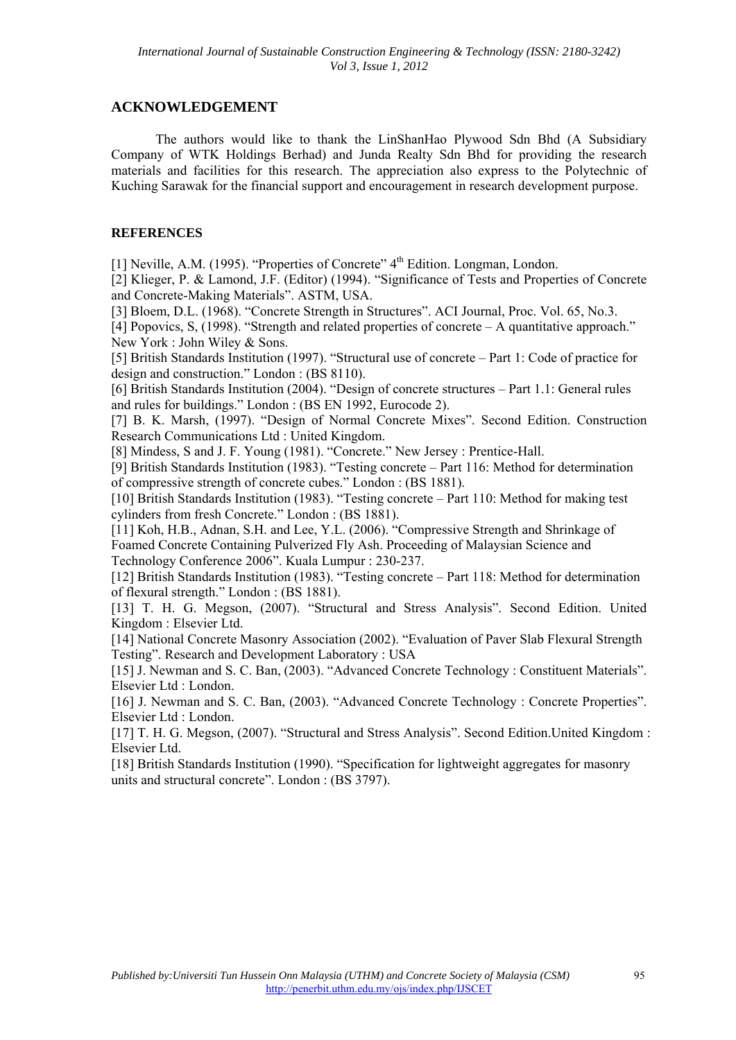## ACKNOWLEDGEMENT

The authors would like to thank the LinShanHao Plywood Sdn Bhd (A Subsidiary Company of WTK Holdings Berhad) and Junda Realty Sdn Bhd for providing the research materials and facilities for this research. The appreciation also express to the Polytechnic of Kuching Sarawak for the financial support and encouragement in research development purpose.

## REFERENCES

[1] Neville, A.M. (1995). "Properties of Concrete" 4th Edition. Longman, London.
[2] Klieger, P. & Lamond, J.F. (Editor) (1994). "Significance of Tests and Properties of Concrete and Concrete-Making Materials". ASTM, USA.
[3] Bloem, D.L. (1968). "Concrete Strength in Structures". ACI Journal, Proc. Vol. 65, No.3.
[4] Popovics, S, (1998). "Strength and related properties of concrete – A quantitative approach." New York : John Wiley & Sons.
[5] British Standards Institution (1997). "Structural use of concrete – Part 1: Code of practice for design and construction." London : (BS 8110).
[6] British Standards Institution (2004). "Design of concrete structures – Part 1.1: General rules and rules for buildings." London : (BS EN 1992, Eurocode 2).
[7] B. K. Marsh, (1997). "Design of Normal Concrete Mixes". Second Edition. Construction Research Communications Ltd : United Kingdom.
[8] Mindess, S and J. F. Young (1981). "Concrete." New Jersey : Prentice-Hall.
[9] British Standards Institution (1983). "Testing concrete – Part 116: Method for determination of compressive strength of concrete cubes." London : (BS 1881).
[10] British Standards Institution (1983). "Testing concrete – Part 110: Method for making test cylinders from fresh Concrete." London : (BS 1881).
[11] Koh, H.B., Adnan, S.H. and Lee, Y.L. (2006). "Compressive Strength and Shrinkage of Foamed Concrete Containing Pulverized Fly Ash. Proceeding of Malaysian Science and Technology Conference 2006". Kuala Lumpur : 230-237.
[12] British Standards Institution (1983). "Testing concrete – Part 118: Method for determination of flexural strength." London : (BS 1881).
[13] T. H. G. Megson, (2007). "Structural and Stress Analysis". Second Edition. United Kingdom : Elsevier Ltd.
[14] National Concrete Masonry Association (2002). "Evaluation of Paver Slab Flexural Strength Testing". Research and Development Laboratory : USA
[15] J. Newman and S. C. Ban, (2003). "Advanced Concrete Technology : Constituent Materials". Elsevier Ltd : London.
[16] J. Newman and S. C. Ban, (2003). "Advanced Concrete Technology : Concrete Properties". Elsevier Ltd : London.
[17] T. H. G. Megson, (2007). "Structural and Stress Analysis". Second Edition.United Kingdom : Elsevier Ltd.
[18] British Standards Institution (1990). "Specification for lightweight aggregates for masonry units and structural concrete". London : (BS 3797).